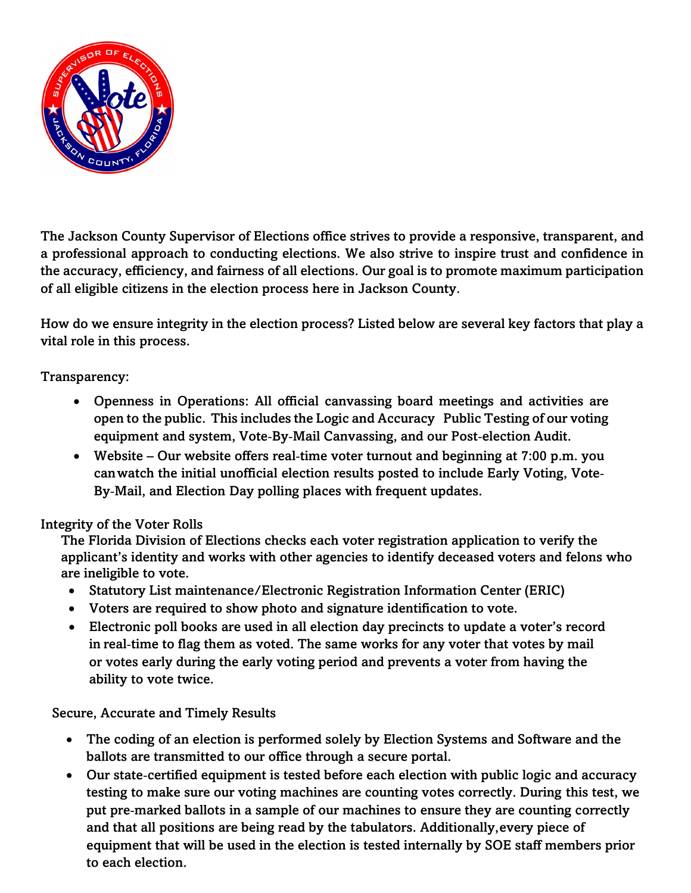The Jackson County Supervisor of Elections office strives to provide a responsive, transparent, and a professional approach to conducting elections. We also strive to inspire trust and confidence in the accuracy, efficiency, and fairness of all elections. Our goal is to promote maximum participation of all eligible citizens in the election process here in Jackson County.

How do we ensure integrity in the election process? Listed below are several key factors that play a vital role in this process.

Transparency:

- Openness in Operations: All official canvassing board meetings and activities are open to the public. This includes the Logic and Accuracy Public Testing of our voting equipment and system, Vote-By-Mail Canvassing, and our Post-election Audit.
- Website – Our website offers real-time voter turnout and beginning at 7:00 p.m. you can watch the initial unofficial election results posted to include Early Voting, Vote-By-Mail, and Election Day polling places with frequent updates.

Integrity of the Voter Rolls

The Florida Division of Elections checks each voter registration application to verify the applicant's identity and works with other agencies to identify deceased voters and felons who are ineligible to vote.

- Statutory List maintenance/Electronic Registration Information Center (ERIC)
- Voters are required to show photo and signature identification to vote.
- Electronic poll books are used in all election day precincts to update a voter's record in real-time to flag them as voted. The same works for any voter that votes by mail or votes early during the early voting period and prevents a voter from having the ability to vote twice.

Secure, Accurate and Timely Results

- The coding of an election is performed solely by Election Systems and Software and the ballots are transmitted to our office through a secure portal.
- Our state-certified equipment is tested before each election with public logic and accuracy testing to make sure our voting machines are counting votes correctly. During this test, we put pre-marked ballots in a sample of our machines to ensure they are counting correctly and that all positions are being read by the tabulators. Additionally, every piece of equipment that will be used in the election is tested internally by SOE staff members prior to each election.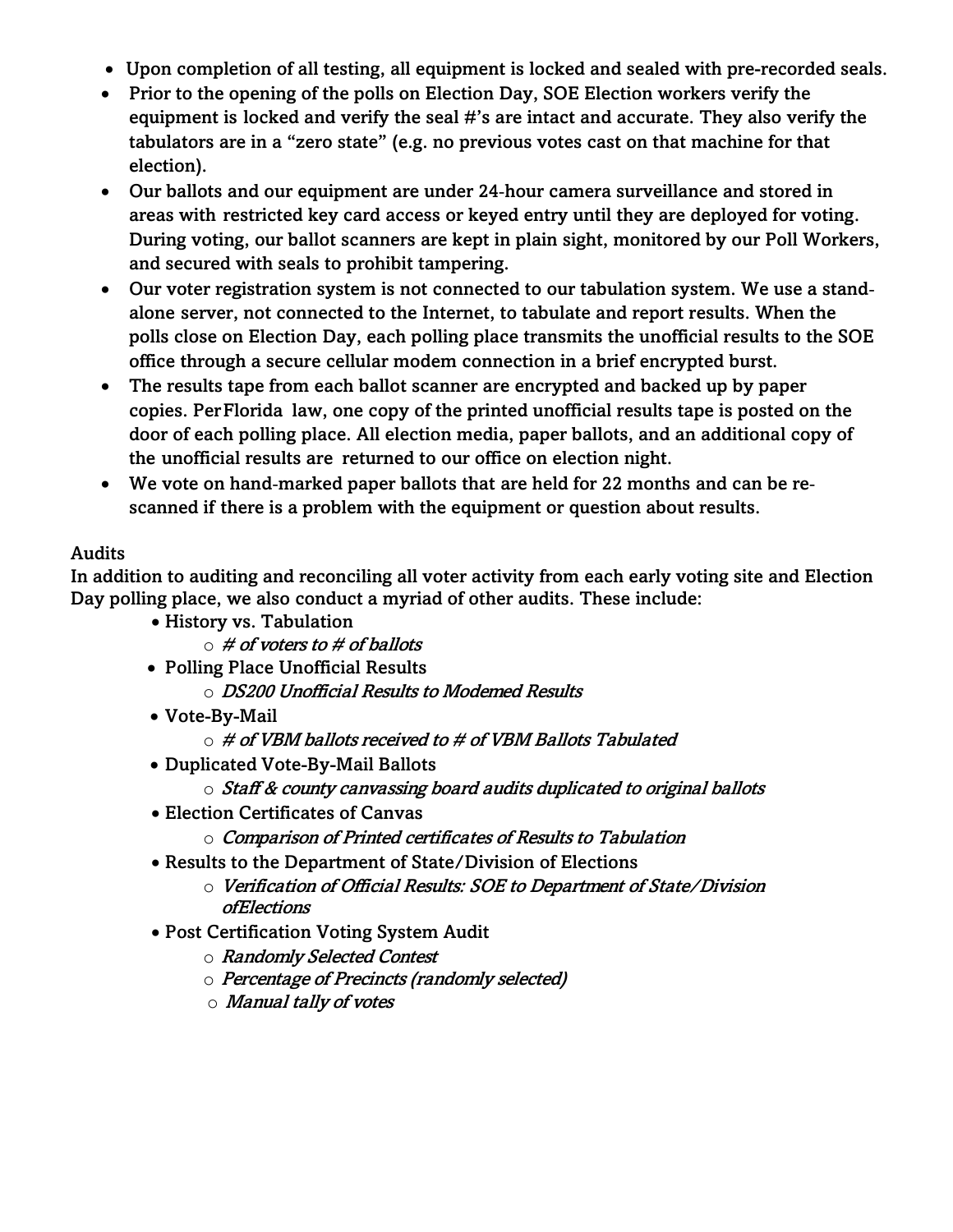- Upon completion of all testing, all equipment is locked and sealed with pre-recorded seals.
- Prior to the opening of the polls on Election Day, SOE Election workers verify the equipment is locked and verify the seal #'s are intact and accurate. They also verify the tabulators are in a "zero state" (e.g. no previous votes cast on that machine for that election).
- Our ballots and our equipment are under 24-hour camera surveillance and stored in areas with restricted key card access or keyed entry until they are deployed for voting. During voting, our ballot scanners are kept in plain sight, monitored by our Poll Workers, and secured with seals to prohibit tampering.
- Our voter registration system is not connected to our tabulation system. We use a stand-alone server, not connected to the Internet, to tabulate and report results. When the polls close on Election Day, each polling place transmits the unofficial results to the SOE office through a secure cellular modem connection in a brief encrypted burst.
- The results tape from each ballot scanner are encrypted and backed up by paper copies. Per Florida law, one copy of the printed unofficial results tape is posted on the door of each polling place. All election media, paper ballots, and an additional copy of the unofficial results are returned to our office on election night.
- We vote on hand-marked paper ballots that are held for 22 months and can be re-scanned if there is a problem with the equipment or question about results.

Audits

In addition to auditing and reconciling all voter activity from each early voting site and Election Day polling place, we also conduct a myriad of other audits. These include:

- History vs. Tabulation
  - *# of voters to # of ballots*
- Polling Place Unofficial Results
  - *DS200 Unofficial Results to Modemed Results*
- Vote-By-Mail
  - *# of VBM ballots received to # of VBM Ballots Tabulated*
- Duplicated Vote-By-Mail Ballots
  - *Staff & county canvassing board audits duplicated to original ballots*
- Election Certificates of Canvas
  - *Comparison of Printed certificates of Results to Tabulation*
- Results to the Department of State/Division of Elections
  - *Verification of Official Results: SOE to Department of State/Division ofElections*
- Post Certification Voting System Audit
  - *Randomly Selected Contest*
  - *Percentage of Precincts (randomly selected)*
  - *Manual tally of votes*